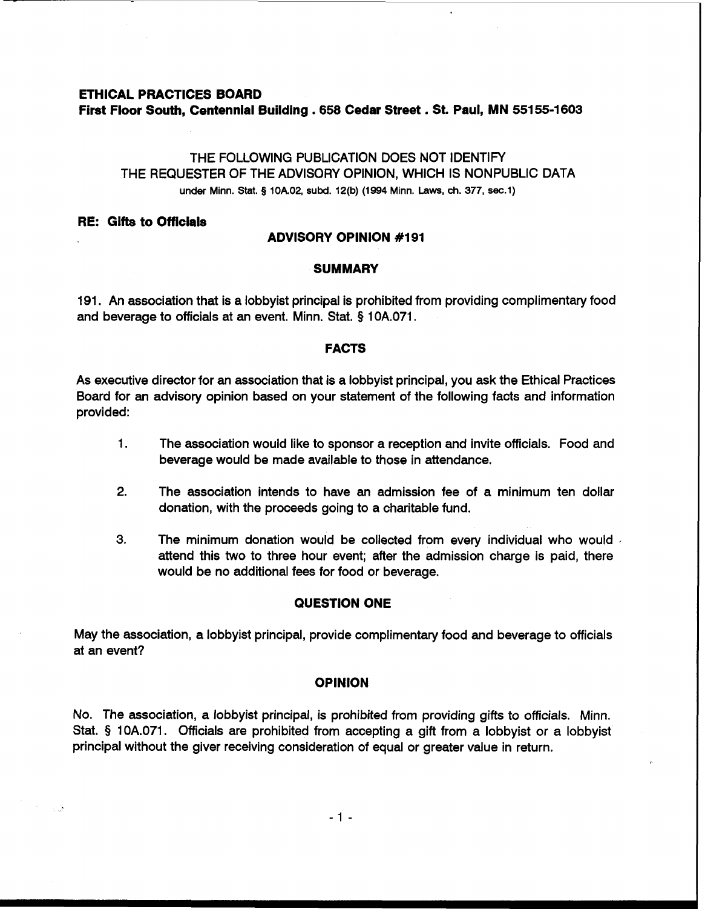**ETHICAL PRACTICES BOARD**
**First Floor South, Centennial Building . 658 Cedar Street . St. Paul, MN 55155-1603**

THE FOLLOWING PUBLICATION DOES NOT IDENTIFY
THE REQUESTER OF THE ADVISORY OPINION, WHICH IS NONPUBLIC DATA
under Minn. Stat. § 10A.02, subd. 12(b) (1994 Minn. Laws, ch. 377, sec.1)

**RE: Gifts to Officials**

## ADVISORY OPINION #191

### SUMMARY

191. An association that is a lobbyist principal is prohibited from providing complimentary food and beverage to officials at an event. Minn. Stat. § 10A.071.

### FACTS

As executive director for an association that is a lobbyist principal, you ask the Ethical Practices Board for an advisory opinion based on your statement of the following facts and information provided:

1. The association would like to sponsor a reception and invite officials. Food and beverage would be made available to those in attendance.

2. The association intends to have an admission fee of a minimum ten dollar donation, with the proceeds going to a charitable fund.

3. The minimum donation would be collected from every individual who would attend this two to three hour event; after the admission charge is paid, there would be no additional fees for food or beverage.

### QUESTION ONE

May the association, a lobbyist principal, provide complimentary food and beverage to officials at an event?

### OPINION

No. The association, a lobbyist principal, is prohibited from providing gifts to officials. Minn. Stat. § 10A.071. Officials are prohibited from accepting a gift from a lobbyist or a lobbyist principal without the giver receiving consideration of equal or greater value in return.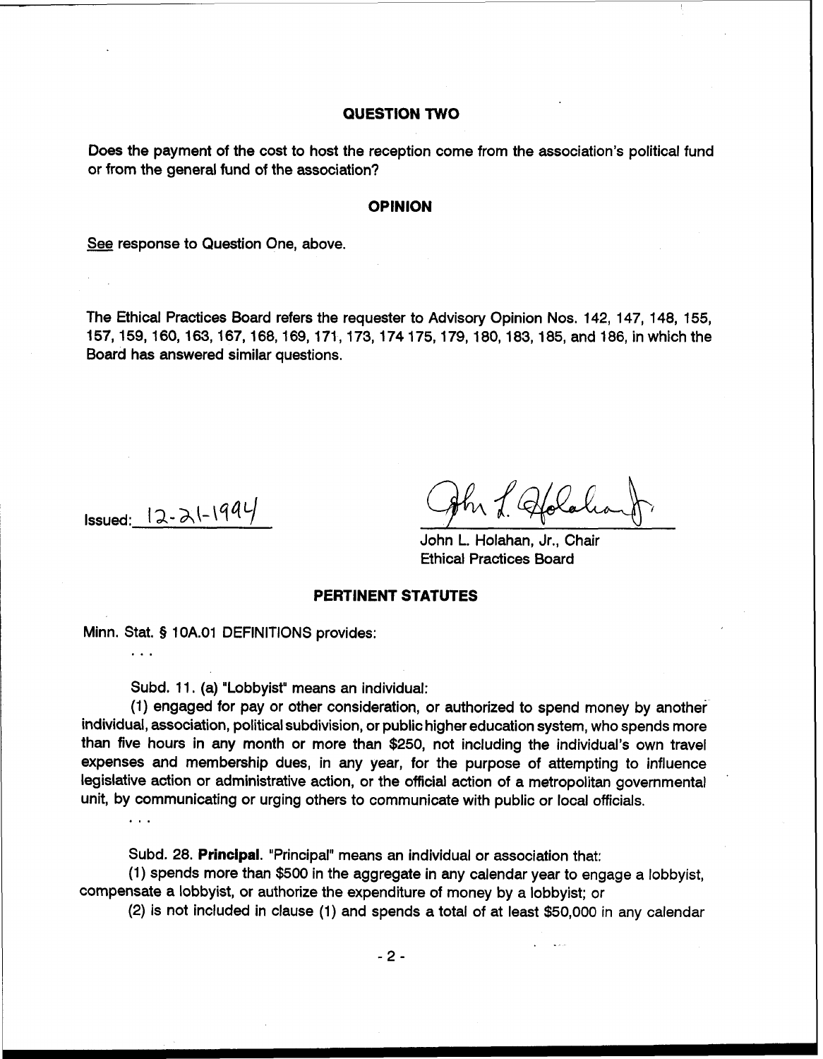## QUESTION TWO

Does the payment of the cost to host the reception come from the association's political fund or from the general fund of the association?

## OPINION

*See* response to Question One, above.

The Ethical Practices Board refers the requester to Advisory Opinion Nos. 142, 147, 148, 155, 157, 159, 160, 163, 167, 168, 169, 171, 173, 174 175, 179, 180, 183, 185, and 186, in which the Board has answered similar questions.

Issued: 12-21-1994

John L. Holahan, Jr., Chair
Ethical Practices Board

## PERTINENT STATUTES

Minn. Stat. § 10A.01 DEFINITIONS provides:

. . .

Subd. 11. (a) "Lobbyist" means an individual:

(1) engaged for pay or other consideration, or authorized to spend money by another individual, association, political subdivision, or public higher education system, who spends more than five hours in any month or more than $250, not including the individual's own travel expenses and membership dues, in any year, for the purpose of attempting to influence legislative action or administrative action, or the official action of a metropolitan governmental unit, by communicating or urging others to communicate with public or local officials.

. . .

Subd. 28. **Principal**. "Principal" means an individual or association that:

(1) spends more than $500 in the aggregate in any calendar year to engage a lobbyist, compensate a lobbyist, or authorize the expenditure of money by a lobbyist; or

(2) is not included in clause (1) and spends a total of at least $50,000 in any calendar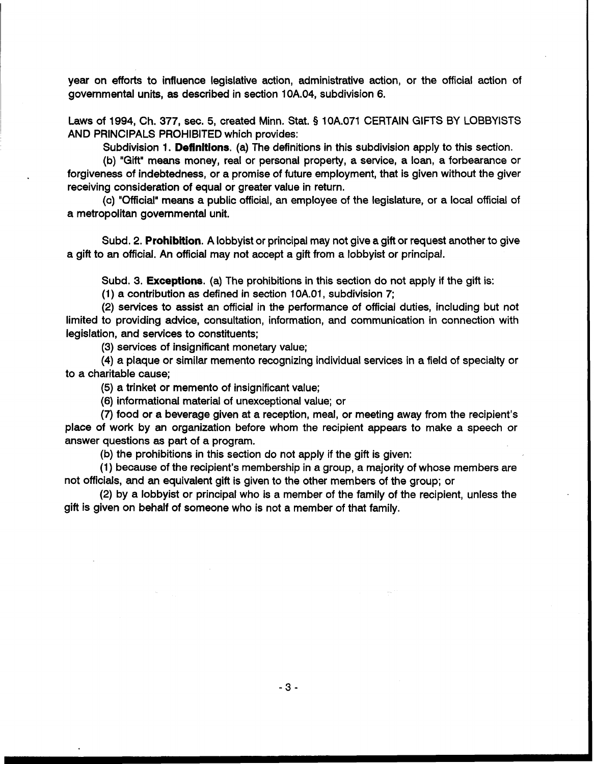year on efforts to influence legislative action, administrative action, or the official action of governmental units, as described in section 10A.04, subdivision 6.

Laws of 1994, Ch. 377, sec. 5, created Minn. Stat. § 10A.071 CERTAIN GIFTS BY LOBBYISTS AND PRINCIPALS PROHIBITED which provides:

Subdivision 1. **Definitions**. (a) The definitions in this subdivision apply to this section.

(b) "Gift" means money, real or personal property, a service, a loan, a forbearance or forgiveness of indebtedness, or a promise of future employment, that is given without the giver receiving consideration of equal or greater value in return.

(c) "Official" means a public official, an employee of the legislature, or a local official of a metropolitan governmental unit.

Subd. 2. **Prohibition**. A lobbyist or principal may not give a gift or request another to give a gift to an official. An official may not accept a gift from a lobbyist or principal.

Subd. 3. **Exceptions**. (a) The prohibitions in this section do not apply if the gift is:

(1) a contribution as defined in section 10A.01, subdivision 7;

(2) services to assist an official in the performance of official duties, including but not limited to providing advice, consultation, information, and communication in connection with legislation, and services to constituents;

(3) services of insignificant monetary value;

(4) a plaque or similar memento recognizing individual services in a field of specialty or to a charitable cause;

(5) a trinket or memento of insignificant value;

(6) informational material of unexceptional value; or

(7) food or a beverage given at a reception, meal, or meeting away from the recipient's place of work by an organization before whom the recipient appears to make a speech or answer questions as part of a program.

(b) the prohibitions in this section do not apply if the gift is given:

(1) because of the recipient's membership in a group, a majority of whose members are not officials, and an equivalent gift is given to the other members of the group; or

(2) by a lobbyist or principal who is a member of the family of the recipient, unless the gift is given on behalf of someone who is not a member of that family.